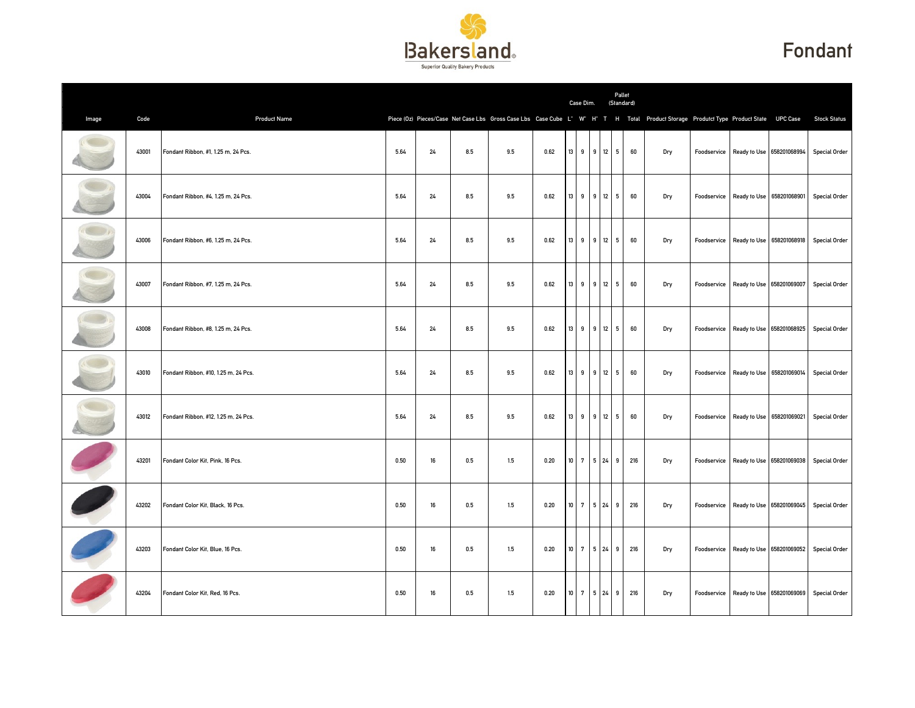Bakersland
Superior Quality Bakery Products

# Fondant

| Image | Code | Product Name | Piece (Oz) | Pieces/Case | Net Case Lbs | Gross Case Lbs | Case Cube | Case Dim. L" | W" | H" | Pallet (Standard) T | H | Total | Product Storage | Produtct Type | Product State | UPC Case | Stock Status |
|---|---|---|---|---|---|---|---|---|---|---|---|---|---|---|---|---|---|---|
| | 43001 | Fondant Ribbon, #1, 1.25 m, 24 Pcs. | 5.64 | 24 | 8.5 | 9.5 | 0.62 | 13 | 9 | 9 | 12 | 5 | 60 | Dry | Foodservice | Ready to Use | 658201068994 | Special Order |
| | 43004 | Fondant Ribbon, #4, 1.25 m, 24 Pcs. | 5.64 | 24 | 8.5 | 9.5 | 0.62 | 13 | 9 | 9 | 12 | 5 | 60 | Dry | Foodservice | Ready to Use | 658201068901 | Special Order |
| | 43006 | Fondant Ribbon, #6, 1.25 m, 24 Pcs. | 5.64 | 24 | 8.5 | 9.5 | 0.62 | 13 | 9 | 9 | 12 | 5 | 60 | Dry | Foodservice | Ready to Use | 658201068918 | Special Order |
| | 43007 | Fondant Ribbon, #7, 1.25 m, 24 Pcs. | 5.64 | 24 | 8.5 | 9.5 | 0.62 | 13 | 9 | 9 | 12 | 5 | 60 | Dry | Foodservice | Ready to Use | 658201069007 | Special Order |
| | 43008 | Fondant Ribbon, #8, 1.25 m, 24 Pcs. | 5.64 | 24 | 8.5 | 9.5 | 0.62 | 13 | 9 | 9 | 12 | 5 | 60 | Dry | Foodservice | Ready to Use | 658201068925 | Special Order |
| | 43010 | Fondant Ribbon, #10, 1.25 m, 24 Pcs. | 5.64 | 24 | 8.5 | 9.5 | 0.62 | 13 | 9 | 9 | 12 | 5 | 60 | Dry | Foodservice | Ready to Use | 658201069014 | Special Order |
| | 43012 | Fondant Ribbon, #12, 1.25 m, 24 Pcs. | 5.64 | 24 | 8.5 | 9.5 | 0.62 | 13 | 9 | 9 | 12 | 5 | 60 | Dry | Foodservice | Ready to Use | 658201069021 | Special Order |
| | 43201 | Fondant Color Kit, Pink, 16 Pcs. | 0.50 | 16 | 0.5 | 1.5 | 0.20 | 10 | 7 | 5 | 24 | 9 | 216 | Dry | Foodservice | Ready to Use | 658201069038 | Special Order |
| | 43202 | Fondant Color Kit, Black, 16 Pcs. | 0.50 | 16 | 0.5 | 1.5 | 0.20 | 10 | 7 | 5 | 24 | 9 | 216 | Dry | Foodservice | Ready to Use | 658201069045 | Special Order |
| | 43203 | Fondant Color Kit, Blue, 16 Pcs. | 0.50 | 16 | 0.5 | 1.5 | 0.20 | 10 | 7 | 5 | 24 | 9 | 216 | Dry | Foodservice | Ready to Use | 658201069052 | Special Order |
| | 43204 | Fondant Color Kit, Red, 16 Pcs. | 0.50 | 16 | 0.5 | 1.5 | 0.20 | 10 | 7 | 5 | 24 | 9 | 216 | Dry | Foodservice | Ready to Use | 658201069069 | Special Order |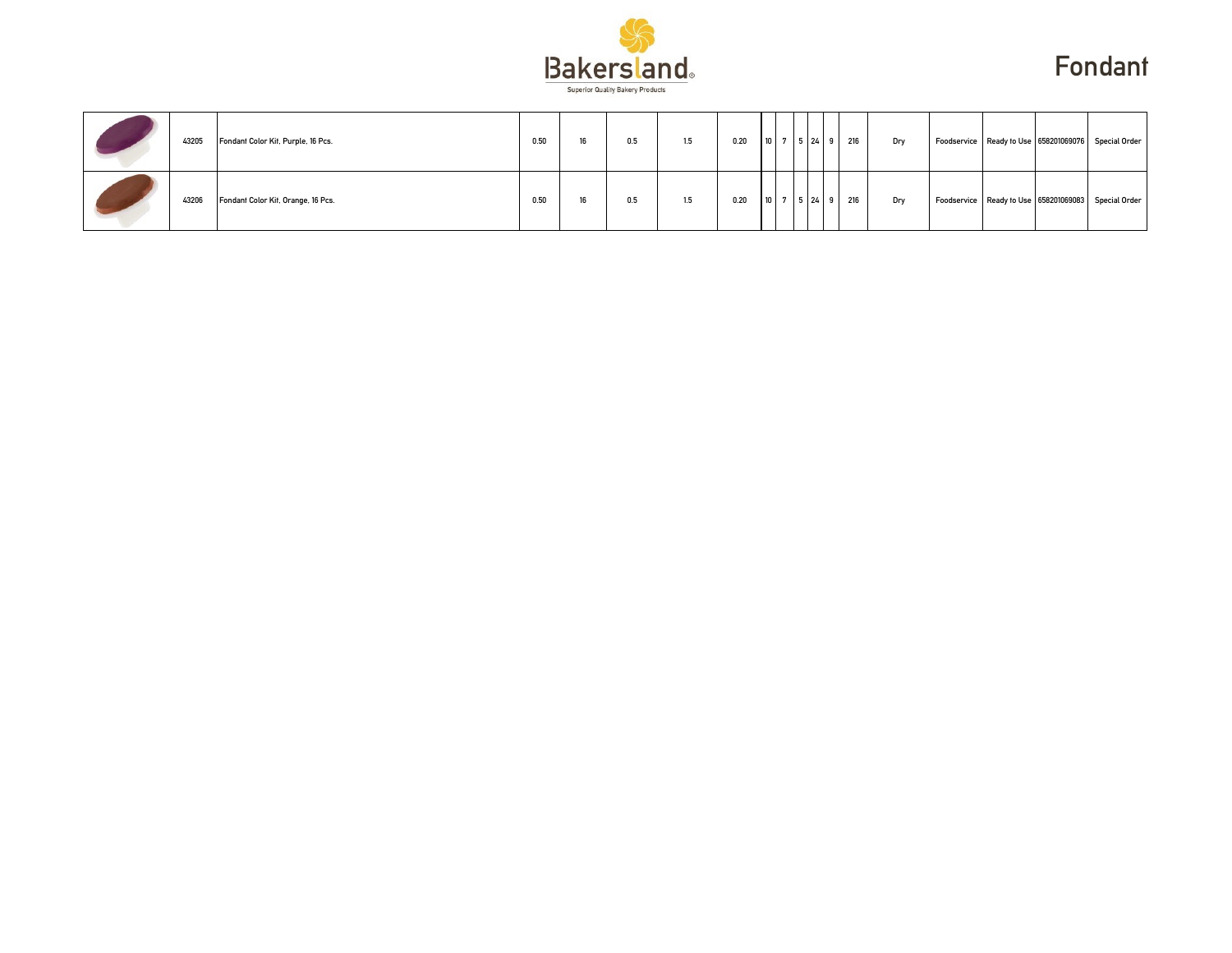# Fondant

| | | | | | | | | | | | | | | | | | | | |
|---|---|---|---|---|---|---|---|---|---|---|---|---|---|---|---|---|---|---|---|
| | 43205 | Fondant Color Kit, Purple, 16 Pcs. | 0.50 | 16 | 0.5 | 1.5 | 0.20 | 10 | 7 | 5 | 24 | 9 | 216 | Dry | Foodservice | Ready to Use | 658201069076 | Special Order |
| | 43206 | Fondant Color Kit, Orange, 16 Pcs. | 0.50 | 16 | 0.5 | 1.5 | 0.20 | 10 | 7 | 5 | 24 | 9 | 216 | Dry | Foodservice | Ready to Use | 658201069083 | Special Order |